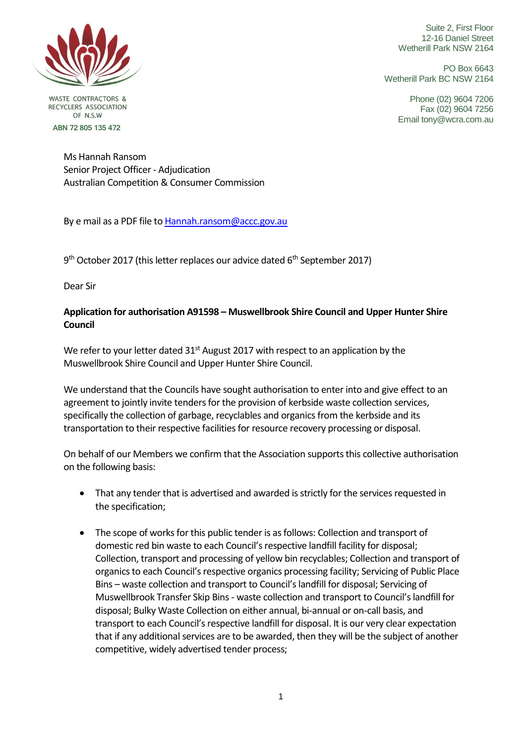WASTE CONTRACTORS &
RECYCLERS ASSOCIATION
OF N.S.W

ABN 72 805 135 472

Suite 2, First Floor
12-16 Daniel Street
Wetherill Park NSW 2164

PO Box 6643
Wetherill Park BC NSW 2164

Phone (02) 9604 7206
Fax (02) 9604 7256
Email tony@wcra.com.au

Ms Hannah Ransom
Senior Project Officer - Adjudication
Australian Competition & Consumer Commission

By e mail as a PDF file to Hannah.ransom@accc.gov.au

9th October 2017 (this letter replaces our advice dated 6th September 2017)

Dear Sir

**Application for authorisation A91598 – Muswellbrook Shire Council and Upper Hunter Shire Council**

We refer to your letter dated 31st August 2017 with respect to an application by the Muswellbrook Shire Council and Upper Hunter Shire Council.

We understand that the Councils have sought authorisation to enter into and give effect to an agreement to jointly invite tenders for the provision of kerbside waste collection services, specifically the collection of garbage, recyclables and organics from the kerbside and its transportation to their respective facilities for resource recovery processing or disposal.

On behalf of our Members we confirm that the Association supports this collective authorisation on the following basis:

- That any tender that is advertised and awarded is strictly for the services requested in the specification;
- The scope of works for this public tender is as follows: Collection and transport of domestic red bin waste to each Council's respective landfill facility for disposal; Collection, transport and processing of yellow bin recyclables; Collection and transport of organics to each Council's respective organics processing facility; Servicing of Public Place Bins – waste collection and transport to Council's landfill for disposal; Servicing of Muswellbrook Transfer Skip Bins - waste collection and transport to Council's landfill for disposal; Bulky Waste Collection on either annual, bi-annual or on-call basis, and transport to each Council's respective landfill for disposal. It is our very clear expectation that if any additional services are to be awarded, then they will be the subject of another competitive, widely advertised tender process;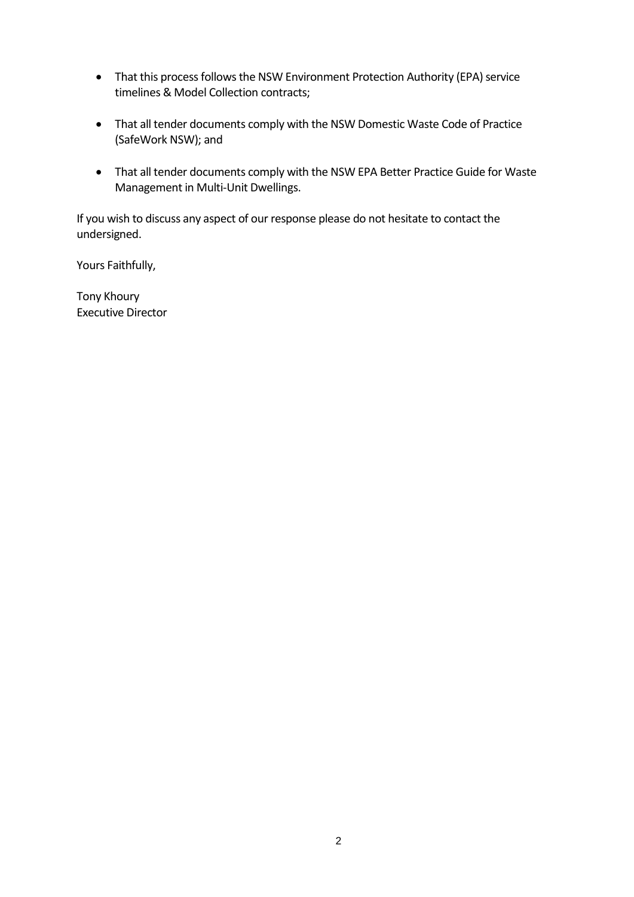- That this process follows the NSW Environment Protection Authority (EPA) service timelines & Model Collection contracts;
- That all tender documents comply with the NSW Domestic Waste Code of Practice (SafeWork NSW); and
- That all tender documents comply with the NSW EPA Better Practice Guide for Waste Management in Multi-Unit Dwellings.

If you wish to discuss any aspect of our response please do not hesitate to contact the undersigned.

Yours Faithfully,

Tony Khoury
Executive Director